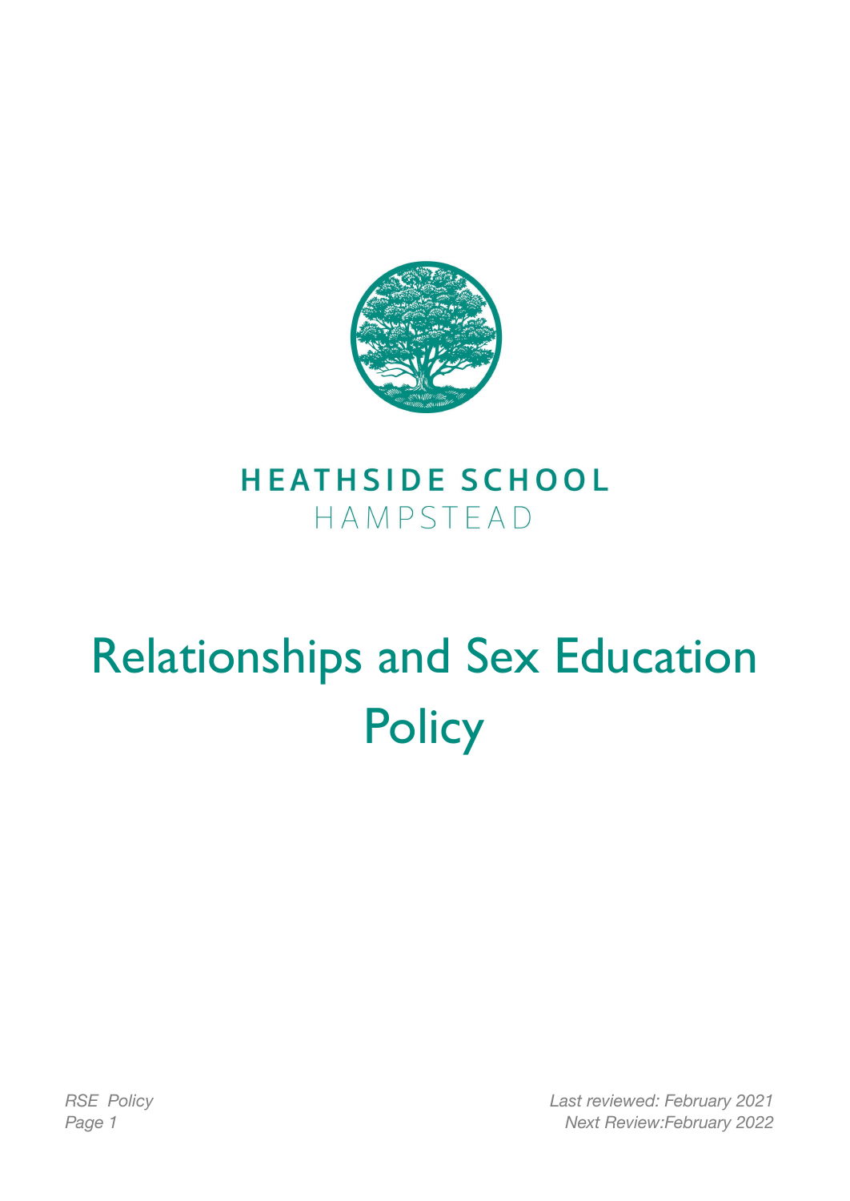**HEATHSIDE SCHOOL**
HAMPSTEAD

# Relationships and Sex Education Policy

*Last reviewed: February 2021*
*Next Review:February 2022*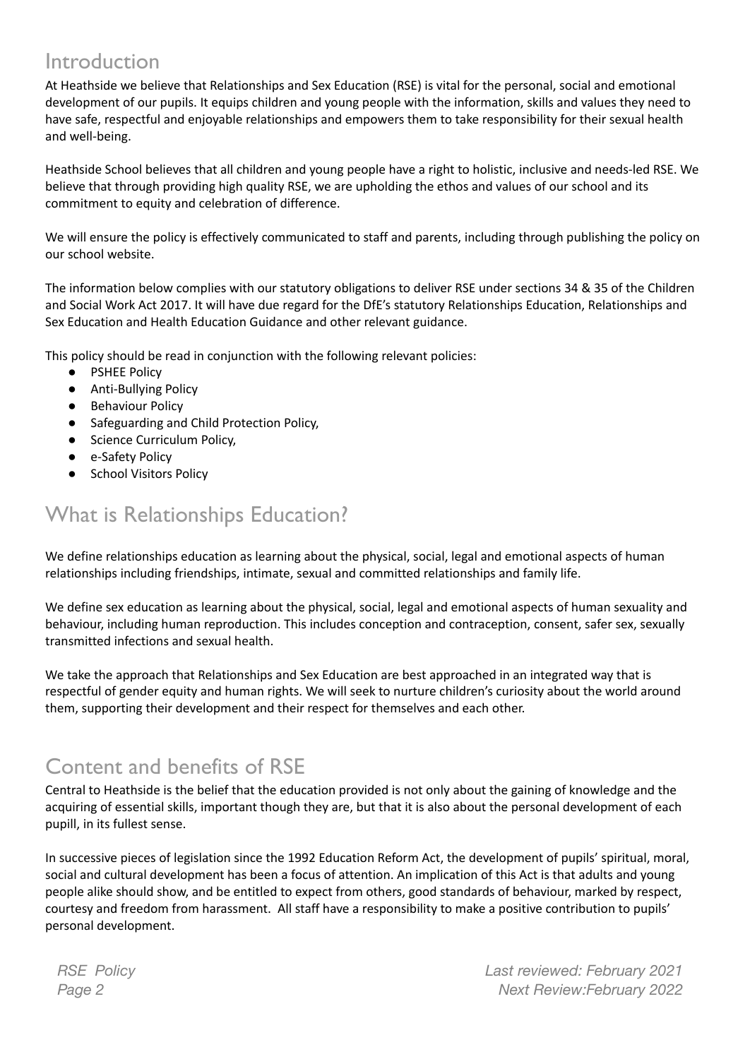## Introduction

At Heathside we believe that Relationships and Sex Education (RSE) is vital for the personal, social and emotional development of our pupils. It equips children and young people with the information, skills and values they need to have safe, respectful and enjoyable relationships and empowers them to take responsibility for their sexual health and well-being.

Heathside School believes that all children and young people have a right to holistic, inclusive and needs-led RSE. We believe that through providing high quality RSE, we are upholding the ethos and values of our school and its commitment to equity and celebration of difference.

We will ensure the policy is effectively communicated to staff and parents, including through publishing the policy on our school website.

The information below complies with our statutory obligations to deliver RSE under sections 34 & 35 of the Children and Social Work Act 2017. It will have due regard for the DfE's statutory Relationships Education, Relationships and Sex Education and Health Education Guidance and other relevant guidance.

This policy should be read in conjunction with the following relevant policies:

- PSHEE Policy
- Anti-Bullying Policy
- Behaviour Policy
- Safeguarding and Child Protection Policy,
- Science Curriculum Policy,
- e-Safety Policy
- School Visitors Policy

## What is Relationships Education?

We define relationships education as learning about the physical, social, legal and emotional aspects of human relationships including friendships, intimate, sexual and committed relationships and family life.

We define sex education as learning about the physical, social, legal and emotional aspects of human sexuality and behaviour, including human reproduction. This includes conception and contraception, consent, safer sex, sexually transmitted infections and sexual health.

We take the approach that Relationships and Sex Education are best approached in an integrated way that is respectful of gender equity and human rights. We will seek to nurture children's curiosity about the world around them, supporting their development and their respect for themselves and each other.

## Content and benefits of RSE

Central to Heathside is the belief that the education provided is not only about the gaining of knowledge and the acquiring of essential skills, important though they are, but that it is also about the personal development of each pupill, in its fullest sense.

In successive pieces of legislation since the 1992 Education Reform Act, the development of pupils' spiritual, moral, social and cultural development has been a focus of attention. An implication of this Act is that adults and young people alike should show, and be entitled to expect from others, good standards of behaviour, marked by respect, courtesy and freedom from harassment. All staff have a responsibility to make a positive contribution to pupils' personal development.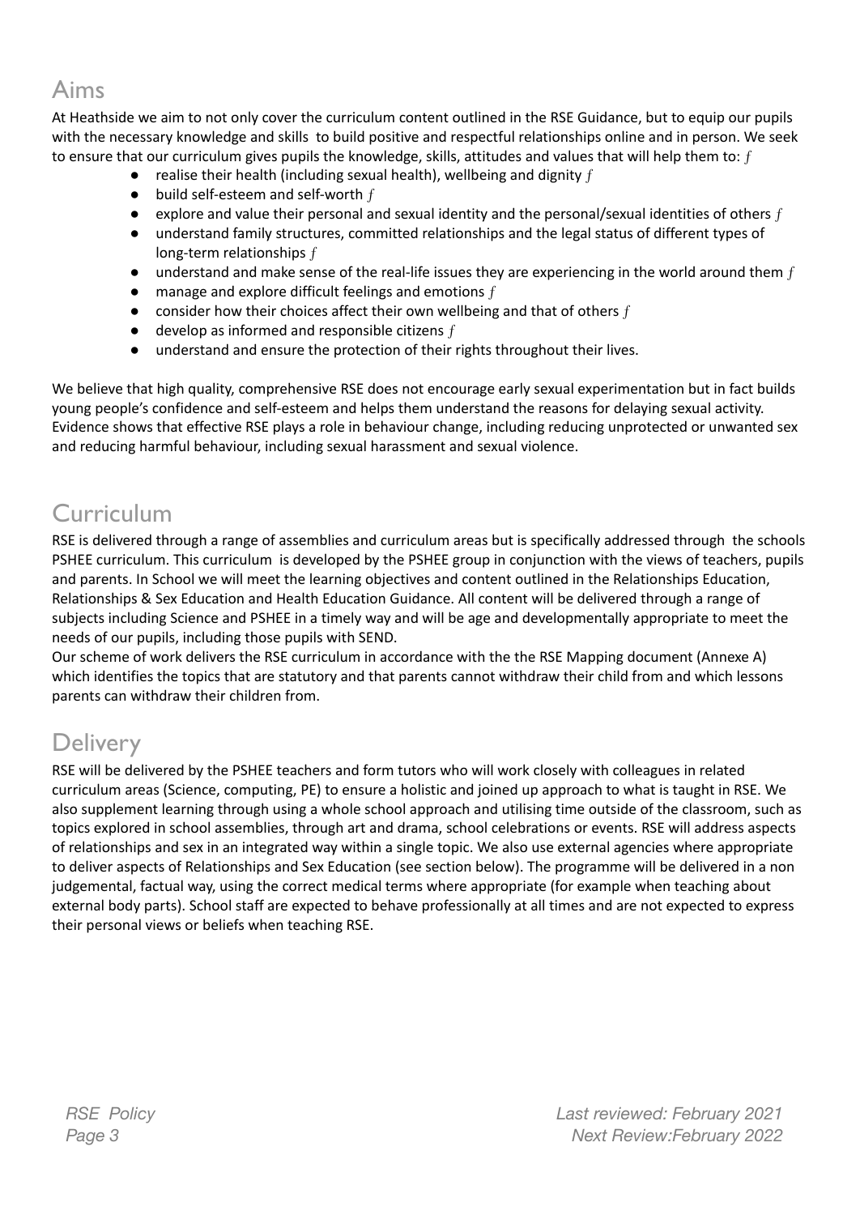## Aims

At Heathside we aim to not only cover the curriculum content outlined in the RSE Guidance, but to equip our pupils with the necessary knowledge and skills to build positive and respectful relationships online and in person. We seek to ensure that our curriculum gives pupils the knowledge, skills, attitudes and values that will help them to: ƒ

- realise their health (including sexual health), wellbeing and dignity ƒ
- build self-esteem and self-worth ƒ
- explore and value their personal and sexual identity and the personal/sexual identities of others ƒ
- understand family structures, committed relationships and the legal status of different types of long-term relationships ƒ
- understand and make sense of the real-life issues they are experiencing in the world around them ƒ
- manage and explore difficult feelings and emotions ƒ
- consider how their choices affect their own wellbeing and that of others ƒ
- develop as informed and responsible citizens ƒ
- understand and ensure the protection of their rights throughout their lives.

We believe that high quality, comprehensive RSE does not encourage early sexual experimentation but in fact builds young people's confidence and self-esteem and helps them understand the reasons for delaying sexual activity. Evidence shows that effective RSE plays a role in behaviour change, including reducing unprotected or unwanted sex and reducing harmful behaviour, including sexual harassment and sexual violence.

## Curriculum

RSE is delivered through a range of assemblies and curriculum areas but is specifically addressed through the schools PSHEE curriculum. This curriculum is developed by the PSHEE group in conjunction with the views of teachers, pupils and parents. In School we will meet the learning objectives and content outlined in the Relationships Education, Relationships & Sex Education and Health Education Guidance. All content will be delivered through a range of subjects including Science and PSHEE in a timely way and will be age and developmentally appropriate to meet the needs of our pupils, including those pupils with SEND.

Our scheme of work delivers the RSE curriculum in accordance with the the RSE Mapping document (Annexe A) which identifies the topics that are statutory and that parents cannot withdraw their child from and which lessons parents can withdraw their children from.

## Delivery

RSE will be delivered by the PSHEE teachers and form tutors who will work closely with colleagues in related curriculum areas (Science, computing, PE) to ensure a holistic and joined up approach to what is taught in RSE. We also supplement learning through using a whole school approach and utilising time outside of the classroom, such as topics explored in school assemblies, through art and drama, school celebrations or events. RSE will address aspects of relationships and sex in an integrated way within a single topic. We also use external agencies where appropriate to deliver aspects of Relationships and Sex Education (see section below). The programme will be delivered in a non judgemental, factual way, using the correct medical terms where appropriate (for example when teaching about external body parts). School staff are expected to behave professionally at all times and are not expected to express their personal views or beliefs when teaching RSE.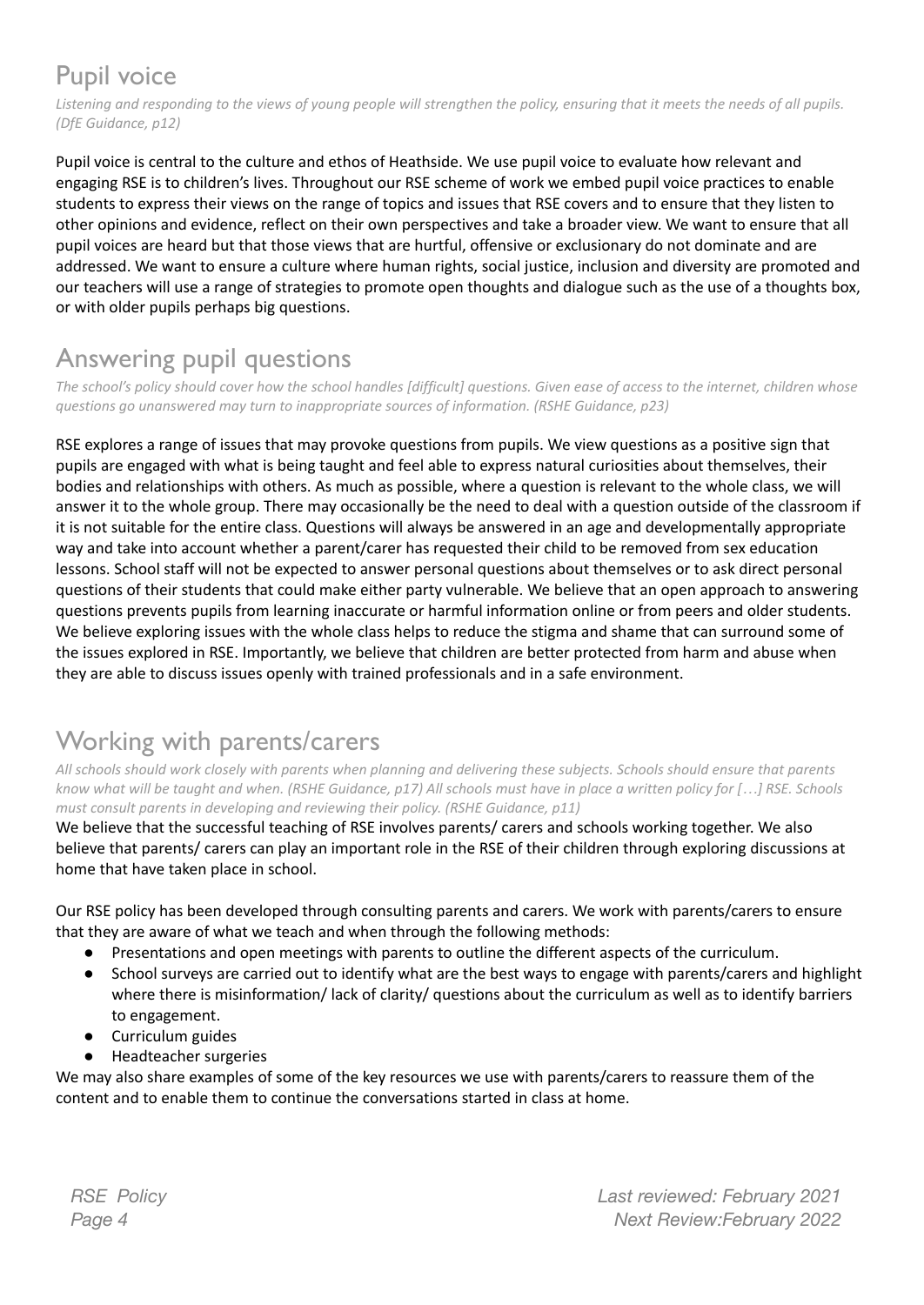## Pupil voice

*Listening and responding to the views of young people will strengthen the policy, ensuring that it meets the needs of all pupils. (DfE Guidance, p12)*

Pupil voice is central to the culture and ethos of Heathside. We use pupil voice to evaluate how relevant and engaging RSE is to children's lives. Throughout our RSE scheme of work we embed pupil voice practices to enable students to express their views on the range of topics and issues that RSE covers and to ensure that they listen to other opinions and evidence, reflect on their own perspectives and take a broader view. We want to ensure that all pupil voices are heard but that those views that are hurtful, offensive or exclusionary do not dominate and are addressed. We want to ensure a culture where human rights, social justice, inclusion and diversity are promoted and our teachers will use a range of strategies to promote open thoughts and dialogue such as the use of a thoughts box, or with older pupils perhaps big questions.

## Answering pupil questions

*The school's policy should cover how the school handles [difficult] questions. Given ease of access to the internet, children whose questions go unanswered may turn to inappropriate sources of information. (RSHE Guidance, p23)*

RSE explores a range of issues that may provoke questions from pupils. We view questions as a positive sign that pupils are engaged with what is being taught and feel able to express natural curiosities about themselves, their bodies and relationships with others. As much as possible, where a question is relevant to the whole class, we will answer it to the whole group. There may occasionally be the need to deal with a question outside of the classroom if it is not suitable for the entire class. Questions will always be answered in an age and developmentally appropriate way and take into account whether a parent/carer has requested their child to be removed from sex education lessons. School staff will not be expected to answer personal questions about themselves or to ask direct personal questions of their students that could make either party vulnerable. We believe that an open approach to answering questions prevents pupils from learning inaccurate or harmful information online or from peers and older students. We believe exploring issues with the whole class helps to reduce the stigma and shame that can surround some of the issues explored in RSE. Importantly, we believe that children are better protected from harm and abuse when they are able to discuss issues openly with trained professionals and in a safe environment.

## Working with parents/carers

*All schools should work closely with parents when planning and delivering these subjects. Schools should ensure that parents know what will be taught and when. (RSHE Guidance, p17) All schools must have in place a written policy for […] RSE. Schools must consult parents in developing and reviewing their policy. (RSHE Guidance, p11)*

We believe that the successful teaching of RSE involves parents/ carers and schools working together. We also believe that parents/ carers can play an important role in the RSE of their children through exploring discussions at home that have taken place in school.

Our RSE policy has been developed through consulting parents and carers. We work with parents/carers to ensure that they are aware of what we teach and when through the following methods:

- Presentations and open meetings with parents to outline the different aspects of the curriculum.
- School surveys are carried out to identify what are the best ways to engage with parents/carers and highlight where there is misinformation/ lack of clarity/ questions about the curriculum as well as to identify barriers to engagement.
- Curriculum guides
- Headteacher surgeries

We may also share examples of some of the key resources we use with parents/carers to reassure them of the content and to enable them to continue the conversations started in class at home.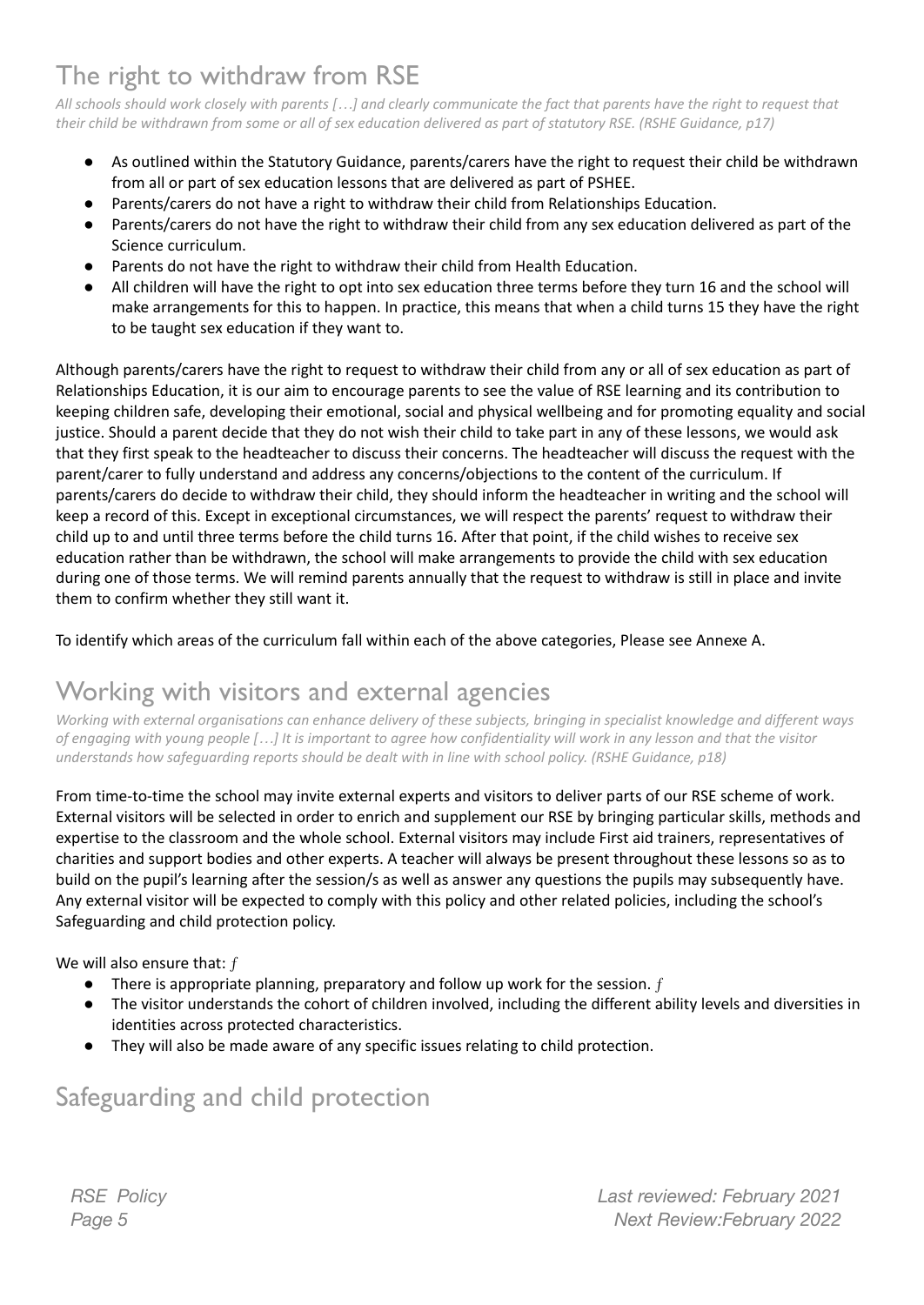## The right to withdraw from RSE

*All schools should work closely with parents […] and clearly communicate the fact that parents have the right to request that their child be withdrawn from some or all of sex education delivered as part of statutory RSE. (RSHE Guidance, p17)*

- As outlined within the Statutory Guidance, parents/carers have the right to request their child be withdrawn from all or part of sex education lessons that are delivered as part of PSHEE.
- Parents/carers do not have a right to withdraw their child from Relationships Education.
- Parents/carers do not have the right to withdraw their child from any sex education delivered as part of the Science curriculum.
- Parents do not have the right to withdraw their child from Health Education.
- All children will have the right to opt into sex education three terms before they turn 16 and the school will make arrangements for this to happen. In practice, this means that when a child turns 15 they have the right to be taught sex education if they want to.

Although parents/carers have the right to request to withdraw their child from any or all of sex education as part of Relationships Education, it is our aim to encourage parents to see the value of RSE learning and its contribution to keeping children safe, developing their emotional, social and physical wellbeing and for promoting equality and social justice. Should a parent decide that they do not wish their child to take part in any of these lessons, we would ask that they first speak to the headteacher to discuss their concerns. The headteacher will discuss the request with the parent/carer to fully understand and address any concerns/objections to the content of the curriculum. If parents/carers do decide to withdraw their child, they should inform the headteacher in writing and the school will keep a record of this. Except in exceptional circumstances, we will respect the parents' request to withdraw their child up to and until three terms before the child turns 16. After that point, if the child wishes to receive sex education rather than be withdrawn, the school will make arrangements to provide the child with sex education during one of those terms. We will remind parents annually that the request to withdraw is still in place and invite them to confirm whether they still want it.

To identify which areas of the curriculum fall within each of the above categories, Please see Annexe A.

## Working with visitors and external agencies

*Working with external organisations can enhance delivery of these subjects, bringing in specialist knowledge and different ways of engaging with young people […] It is important to agree how confidentiality will work in any lesson and that the visitor understands how safeguarding reports should be dealt with in line with school policy. (RSHE Guidance, p18)*

From time-to-time the school may invite external experts and visitors to deliver parts of our RSE scheme of work. External visitors will be selected in order to enrich and supplement our RSE by bringing particular skills, methods and expertise to the classroom and the whole school. External visitors may include First aid trainers, representatives of charities and support bodies and other experts. A teacher will always be present throughout these lessons so as to build on the pupil's learning after the session/s as well as answer any questions the pupils may subsequently have. Any external visitor will be expected to comply with this policy and other related policies, including the school's Safeguarding and child protection policy.

We will also ensure that: *ƒ*

- There is appropriate planning, preparatory and follow up work for the session. *ƒ*
- The visitor understands the cohort of children involved, including the different ability levels and diversities in identities across protected characteristics.
- They will also be made aware of any specific issues relating to child protection.

## Safeguarding and child protection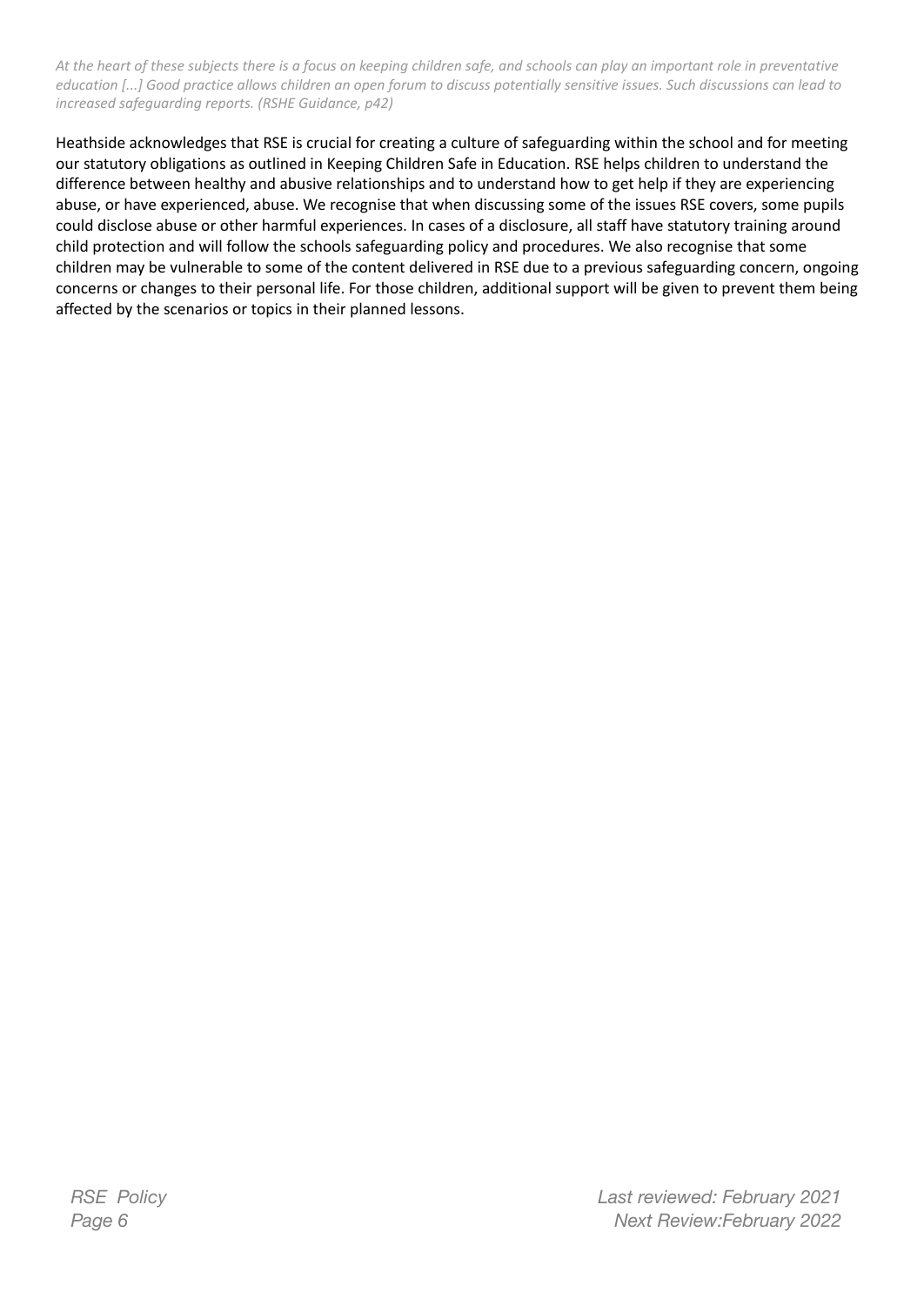*At the heart of these subjects there is a focus on keeping children safe, and schools can play an important role in preventative education [...] Good practice allows children an open forum to discuss potentially sensitive issues. Such discussions can lead to increased safeguarding reports. (RSHE Guidance, p42)*

Heathside acknowledges that RSE is crucial for creating a culture of safeguarding within the school and for meeting our statutory obligations as outlined in Keeping Children Safe in Education. RSE helps children to understand the difference between healthy and abusive relationships and to understand how to get help if they are experiencing abuse, or have experienced, abuse. We recognise that when discussing some of the issues RSE covers, some pupils could disclose abuse or other harmful experiences. In cases of a disclosure, all staff have statutory training around child protection and will follow the schools safeguarding policy and procedures. We also recognise that some children may be vulnerable to some of the content delivered in RSE due to a previous safeguarding concern, ongoing concerns or changes to their personal life. For those children, additional support will be given to prevent them being affected by the scenarios or topics in their planned lessons.